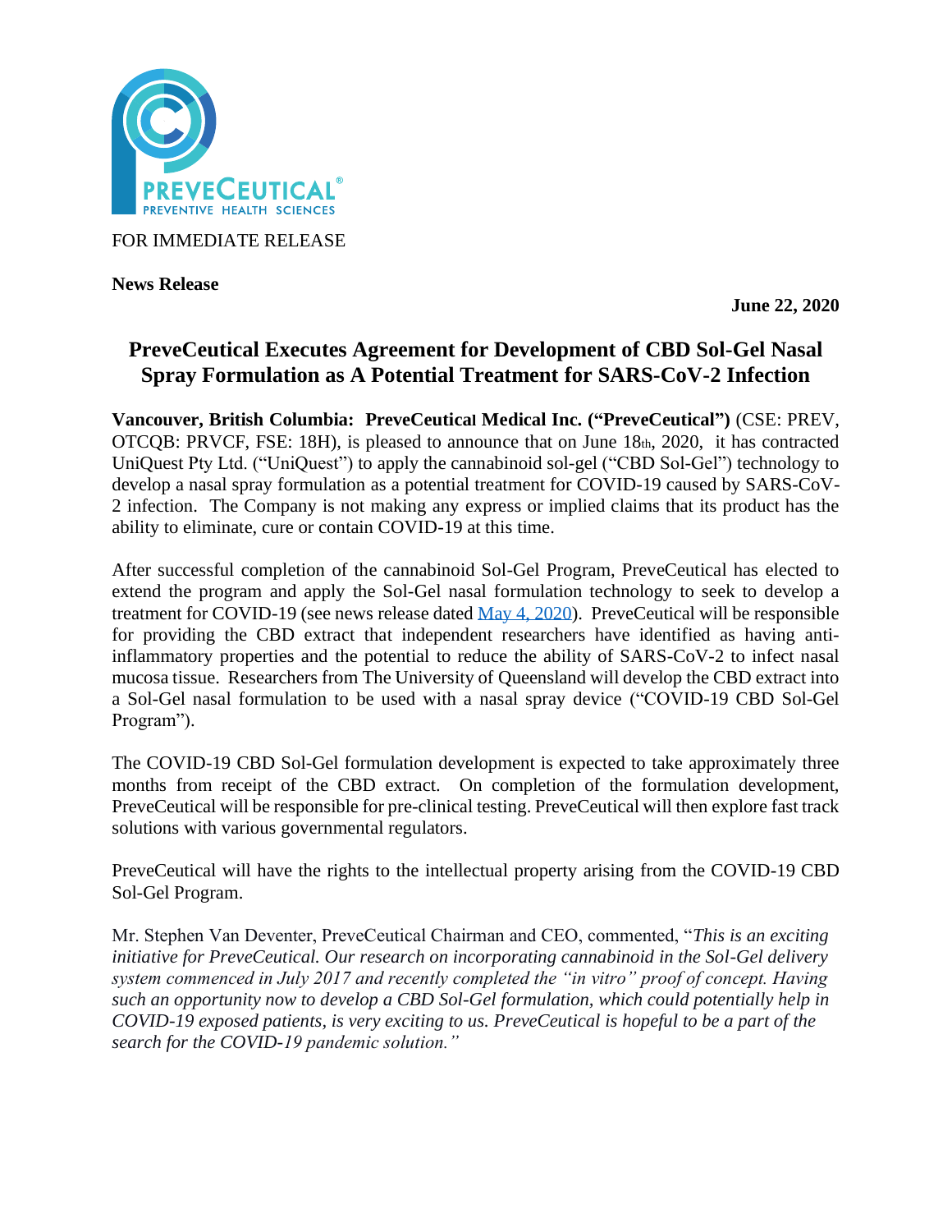FOR IMMEDIATE RELEASE

**News Release**

**June 22, 2020**

# PreveCeutical Executes Agreement for Development of CBD Sol-Gel Nasal Spray Formulation as A Potential Treatment for SARS-CoV-2 Infection

**Vancouver, British Columbia: PreveCeutical Medical Inc. ("PreveCeutical")** (CSE: PREV, OTCQB: PRVCF, FSE: 18H), is pleased to announce that on June 18th, 2020, it has contracted UniQuest Pty Ltd. ("UniQuest") to apply the cannabinoid sol-gel ("CBD Sol-Gel") technology to develop a nasal spray formulation as a potential treatment for COVID-19 caused by SARS-CoV-2 infection. The Company is not making any express or implied claims that its product has the ability to eliminate, cure or contain COVID-19 at this time.

After successful completion of the cannabinoid Sol-Gel Program, PreveCeutical has elected to extend the program and apply the Sol-Gel nasal formulation technology to seek to develop a treatment for COVID-19 (see news release dated May 4, 2020). PreveCeutical will be responsible for providing the CBD extract that independent researchers have identified as having anti-inflammatory properties and the potential to reduce the ability of SARS-CoV-2 to infect nasal mucosa tissue. Researchers from The University of Queensland will develop the CBD extract into a Sol-Gel nasal formulation to be used with a nasal spray device ("COVID-19 CBD Sol-Gel Program").

The COVID-19 CBD Sol-Gel formulation development is expected to take approximately three months from receipt of the CBD extract. On completion of the formulation development, PreveCeutical will be responsible for pre-clinical testing. PreveCeutical will then explore fast track solutions with various governmental regulators.

PreveCeutical will have the rights to the intellectual property arising from the COVID-19 CBD Sol-Gel Program.

Mr. Stephen Van Deventer, PreveCeutical Chairman and CEO, commented, "*This is an exciting initiative for PreveCeutical. Our research on incorporating cannabinoid in the Sol-Gel delivery system commenced in July 2017 and recently completed the "in vitro" proof of concept. Having such an opportunity now to develop a CBD Sol-Gel formulation, which could potentially help in COVID-19 exposed patients, is very exciting to us. PreveCeutical is hopeful to be a part of the search for the COVID-19 pandemic solution.*"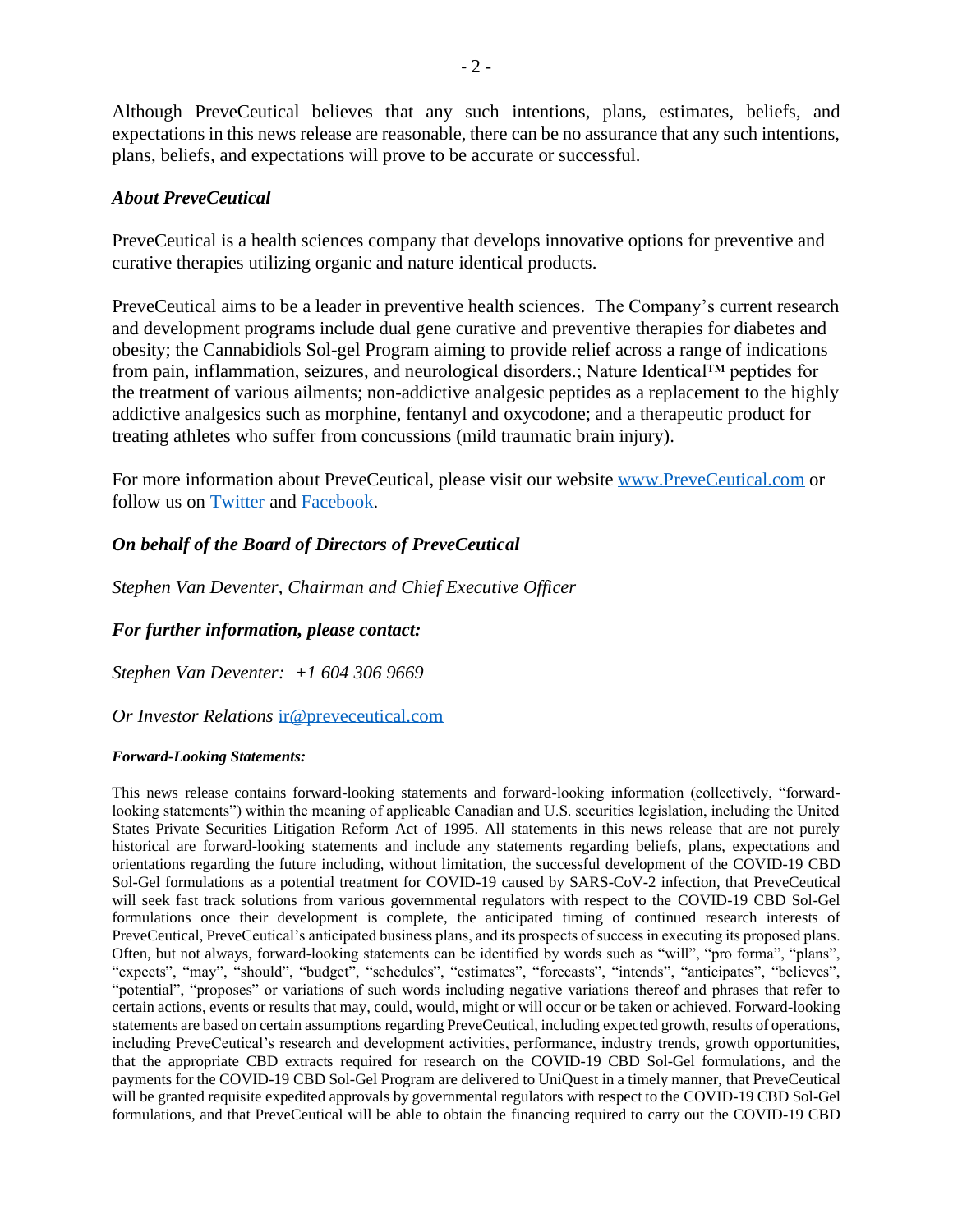Although PreveCeutical believes that any such intentions, plans, estimates, beliefs, and expectations in this news release are reasonable, there can be no assurance that any such intentions, plans, beliefs, and expectations will prove to be accurate or successful.

### *About PreveCeutical*

PreveCeutical is a health sciences company that develops innovative options for preventive and curative therapies utilizing organic and nature identical products.

PreveCeutical aims to be a leader in preventive health sciences. The Company's current research and development programs include dual gene curative and preventive therapies for diabetes and obesity; the Cannabidiols Sol-gel Program aiming to provide relief across a range of indications from pain, inflammation, seizures, and neurological disorders.; Nature Identical™ peptides for the treatment of various ailments; non-addictive analgesic peptides as a replacement to the highly addictive analgesics such as morphine, fentanyl and oxycodone; and a therapeutic product for treating athletes who suffer from concussions (mild traumatic brain injury).

For more information about PreveCeutical, please visit our website [www.PreveCeutical.com](http://www.PreveCeutical.com) or follow us on [Twitter](#) and [Facebook](#).

***On behalf of the Board of Directors of PreveCeutical***

*Stephen Van Deventer, Chairman and Chief Executive Officer*

***For further information, please contact:***

*Stephen Van Deventer: +1 604 306 9669*

*Or Investor Relations* [ir@preveceutical.com](mailto:ir@preveceutical.com)

***Forward-Looking Statements:***

This news release contains forward-looking statements and forward-looking information (collectively, "forward-looking statements") within the meaning of applicable Canadian and U.S. securities legislation, including the United States Private Securities Litigation Reform Act of 1995. All statements in this news release that are not purely historical are forward-looking statements and include any statements regarding beliefs, plans, expectations and orientations regarding the future including, without limitation, the successful development of the COVID-19 CBD Sol-Gel formulations as a potential treatment for COVID-19 caused by SARS-CoV-2 infection, that PreveCeutical will seek fast track solutions from various governmental regulators with respect to the COVID-19 CBD Sol-Gel formulations once their development is complete, the anticipated timing of continued research interests of PreveCeutical, PreveCeutical's anticipated business plans, and its prospects of success in executing its proposed plans. Often, but not always, forward-looking statements can be identified by words such as "will", "pro forma", "plans", "expects", "may", "should", "budget", "schedules", "estimates", "forecasts", "intends", "anticipates", "believes", "potential", "proposes" or variations of such words including negative variations thereof and phrases that refer to certain actions, events or results that may, could, would, might or will occur or be taken or achieved. Forward-looking statements are based on certain assumptions regarding PreveCeutical, including expected growth, results of operations, including PreveCeutical's research and development activities, performance, industry trends, growth opportunities, that the appropriate CBD extracts required for research on the COVID-19 CBD Sol-Gel formulations, and the payments for the COVID-19 CBD Sol-Gel Program are delivered to UniQuest in a timely manner, that PreveCeutical will be granted requisite expedited approvals by governmental regulators with respect to the COVID-19 CBD Sol-Gel formulations, and that PreveCeutical will be able to obtain the financing required to carry out the COVID-19 CBD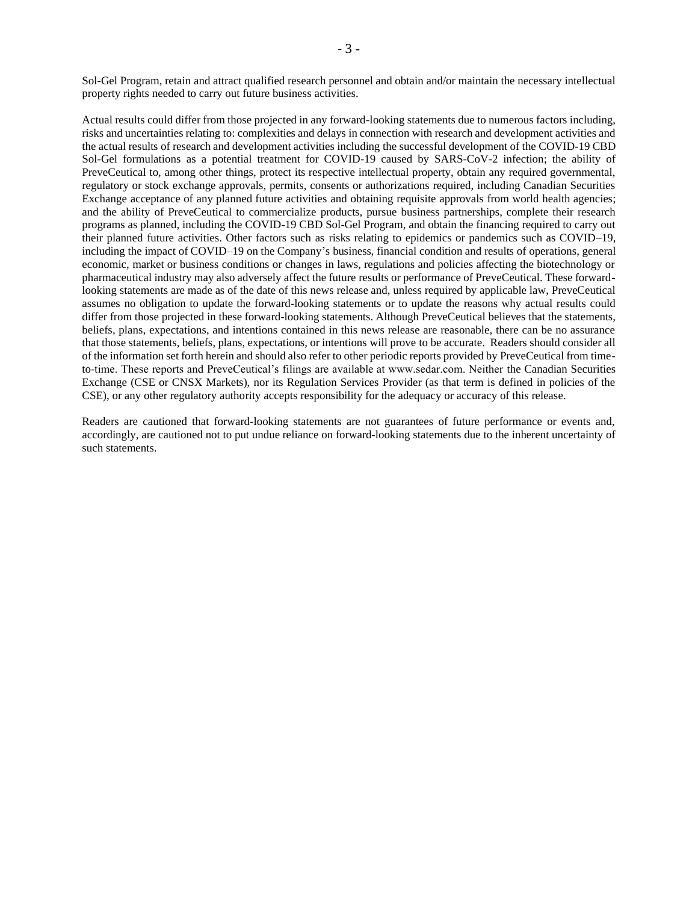Sol-Gel Program, retain and attract qualified research personnel and obtain and/or maintain the necessary intellectual property rights needed to carry out future business activities.

Actual results could differ from those projected in any forward-looking statements due to numerous factors including, risks and uncertainties relating to: complexities and delays in connection with research and development activities and the actual results of research and development activities including the successful development of the COVID-19 CBD Sol-Gel formulations as a potential treatment for COVID-19 caused by SARS-CoV-2 infection; the ability of PreveCeutical to, among other things, protect its respective intellectual property, obtain any required governmental, regulatory or stock exchange approvals, permits, consents or authorizations required, including Canadian Securities Exchange acceptance of any planned future activities and obtaining requisite approvals from world health agencies; and the ability of PreveCeutical to commercialize products, pursue business partnerships, complete their research programs as planned, including the COVID-19 CBD Sol-Gel Program, and obtain the financing required to carry out their planned future activities. Other factors such as risks relating to epidemics or pandemics such as COVID–19, including the impact of COVID–19 on the Company's business, financial condition and results of operations, general economic, market or business conditions or changes in laws, regulations and policies affecting the biotechnology or pharmaceutical industry may also adversely affect the future results or performance of PreveCeutical. These forward-looking statements are made as of the date of this news release and, unless required by applicable law, PreveCeutical assumes no obligation to update the forward-looking statements or to update the reasons why actual results could differ from those projected in these forward-looking statements. Although PreveCeutical believes that the statements, beliefs, plans, expectations, and intentions contained in this news release are reasonable, there can be no assurance that those statements, beliefs, plans, expectations, or intentions will prove to be accurate. Readers should consider all of the information set forth herein and should also refer to other periodic reports provided by PreveCeutical from time-to-time. These reports and PreveCeutical's filings are available at www.sedar.com. Neither the Canadian Securities Exchange (CSE or CNSX Markets), nor its Regulation Services Provider (as that term is defined in policies of the CSE), or any other regulatory authority accepts responsibility for the adequacy or accuracy of this release.

Readers are cautioned that forward-looking statements are not guarantees of future performance or events and, accordingly, are cautioned not to put undue reliance on forward-looking statements due to the inherent uncertainty of such statements.